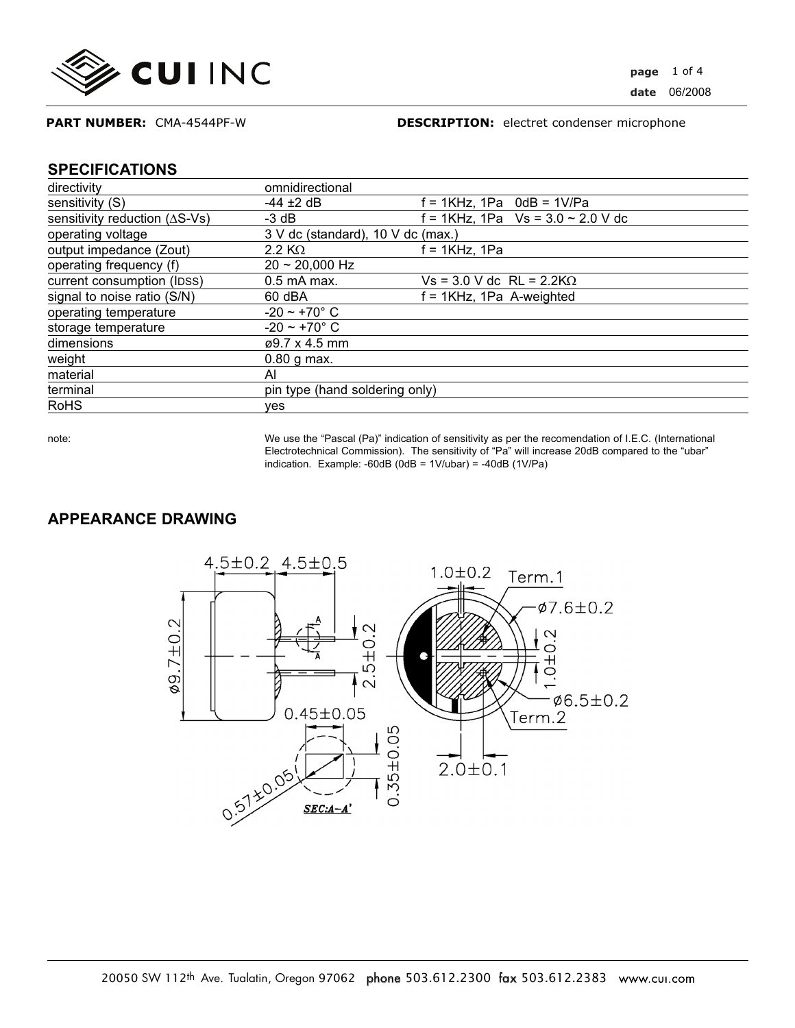**PART NUMBER:** CMA-4544PF-W

**DESCRIPTION:** electret condenser microphone

## SPECIFICATIONS

| | | |
|---|---|---|
| directivity | omnidirectional | |
| sensitivity (S) | -44 ±2 dB | f = 1KHz, 1Pa 0dB = 1V/Pa |
| sensitivity reduction (ΔS-Vs) | -3 dB | f = 1KHz, 1Pa Vs = 3.0 ~ 2.0 V dc |
| operating voltage | 3 V dc (standard), 10 V dc (max.) | |
| output impedance (Zout) | 2.2 KΩ | f = 1KHz, 1Pa |
| operating frequency (f) | 20 ~ 20,000 Hz | |
| current consumption (IDSS) | 0.5 mA max. | Vs = 3.0 V dc RL = 2.2KΩ |
| signal to noise ratio (S/N) | 60 dBA | f = 1KHz, 1Pa A-weighted |
| operating temperature | -20 ~ +70° C | |
| storage temperature | -20 ~ +70° C | |
| dimensions | ø9.7 x 4.5 mm | |
| weight | 0.80 g max. | |
| material | Al | |
| terminal | pin type (hand soldering only) | |
| RoHS | yes | |

note: We use the “Pascal (Pa)” indication of sensitivity as per the recomendation of I.E.C. (International Electrotechnical Commission). The sensitivity of “Pa” will increase 20dB compared to the “ubar” indication. Example: -60dB (0dB = 1V/ubar) = -40dB (1V/Pa)

## APPEARANCE DRAWING

4.5±0.2 4.5±0.5

ø9.7±0.2

2.5±0.2

1.0±0.2 Term.1

ø7.6±0.2

1.0±0.2

ø6.5±0.2

Term.2

2.0±0.1

0.45±0.05

0.35±0.05

0.57±0.05

SEC:A–A'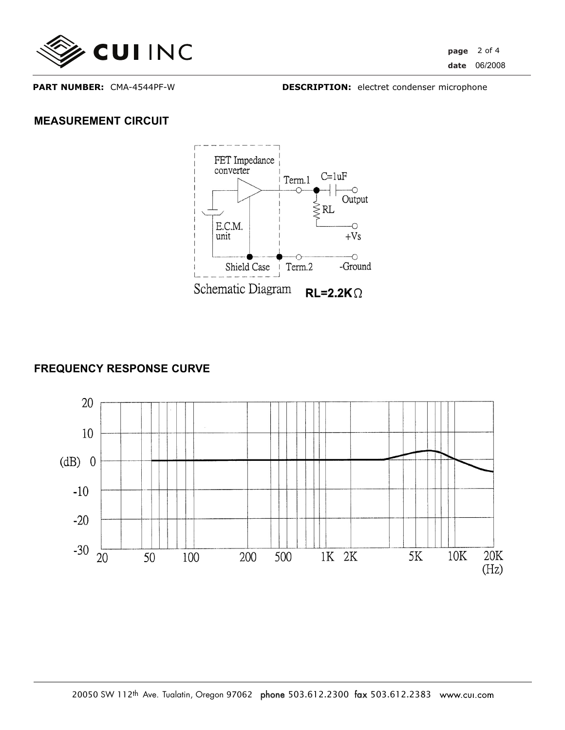**PART NUMBER:** CMA-4544PF-W **DESCRIPTION:** electret condenser microphone

## MEASUREMENT CIRCUIT

FET Impedance converter

Term.1 C=1uF

Output

RL

E.C.M. unit

+Vs

Shield Case Term.2 -Ground

Schematic Diagram **RL=2.2KΩ**

## FREQUENCY RESPONSE CURVE

(dB) 20, 10, 0, -10, -20, -30

20 50 100 200 500 1K 2K 5K 10K 20K (Hz)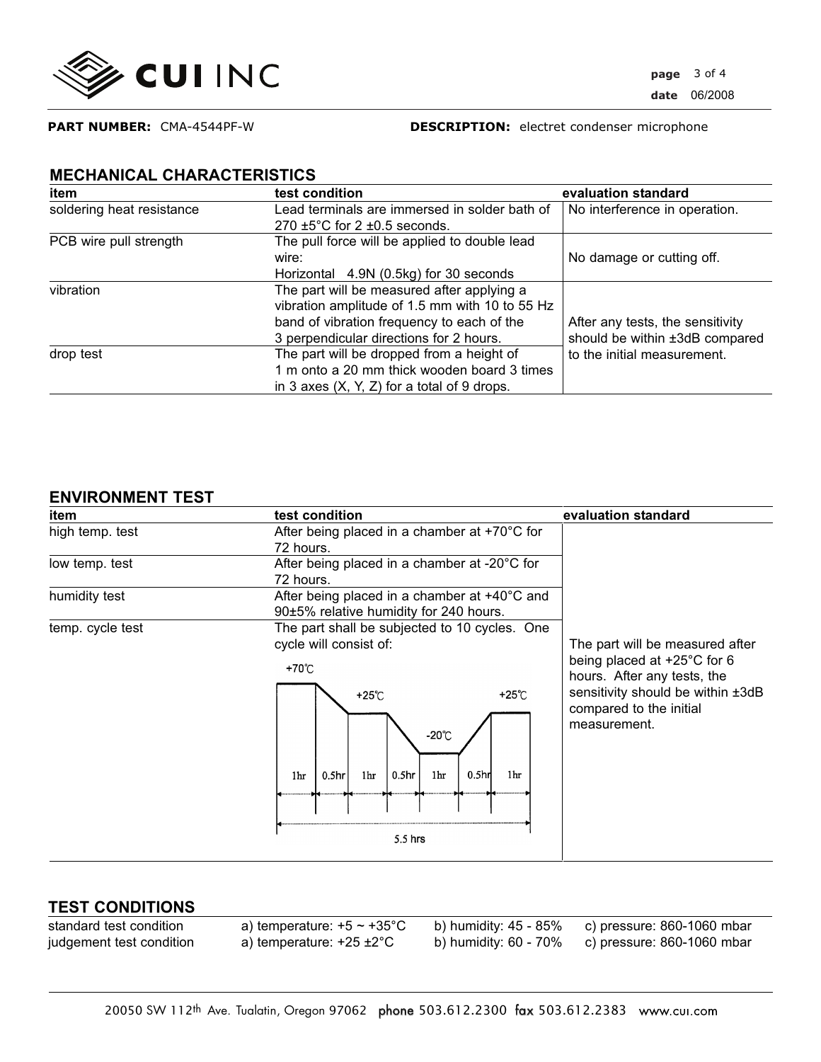**PART NUMBER:** CMA-4544PF-W **DESCRIPTION:** electret condenser microphone

## MECHANICAL CHARACTERISTICS

| item | test condition | evaluation standard |
|---|---|---|
| soldering heat resistance | Lead terminals are immersed in solder bath of 270 ±5°C for 2 ±0.5 seconds. | No interference in operation. |
| PCB wire pull strength | The pull force will be applied to double lead wire: Horizontal 4.9N (0.5kg) for 30 seconds | No damage or cutting off. |
| vibration | The part will be measured after applying a vibration amplitude of 1.5 mm with 10 to 55 Hz band of vibration frequency to each of the 3 perpendicular directions for 2 hours. | After any tests, the sensitivity should be within ±3dB compared to the initial measurement. |
| drop test | The part will be dropped from a height of 1 m onto a 20 mm thick wooden board 3 times in 3 axes (X, Y, Z) for a total of 9 drops. | |

## ENVIRONMENT TEST

| item | test condition | evaluation standard |
|---|---|---|
| high temp. test | After being placed in a chamber at +70°C for 72 hours. | The part will be measured after being placed at +25°C for 6 hours. After any tests, the sensitivity should be within ±3dB compared to the initial measurement. |
| low temp. test | After being placed in a chamber at -20°C for 72 hours. | |
| humidity test | After being placed in a chamber at +40°C and 90±5% relative humidity for 240 hours. | |
| temp. cycle test | The part shall be subjected to 10 cycles. One cycle will consist of: +70°C 1hr → 0.5hr → +25°C 1hr → 0.5hr → -20°C 1hr → 0.5hr → +25°C 1hr (5.5 hrs) | |

## TEST CONDITIONS

| | | | |
|---|---|---|---|
| standard test condition | a) temperature: +5 ~ +35°C | b) humidity: 45 - 85% | c) pressure: 860-1060 mbar |
| judgement test condition | a) temperature: +25 ±2°C | b) humidity: 60 - 70% | c) pressure: 860-1060 mbar |

20050 SW 112th Ave. Tualatin, Oregon 97062 phone 503.612.2300 fax 503.612.2383 www.cui.com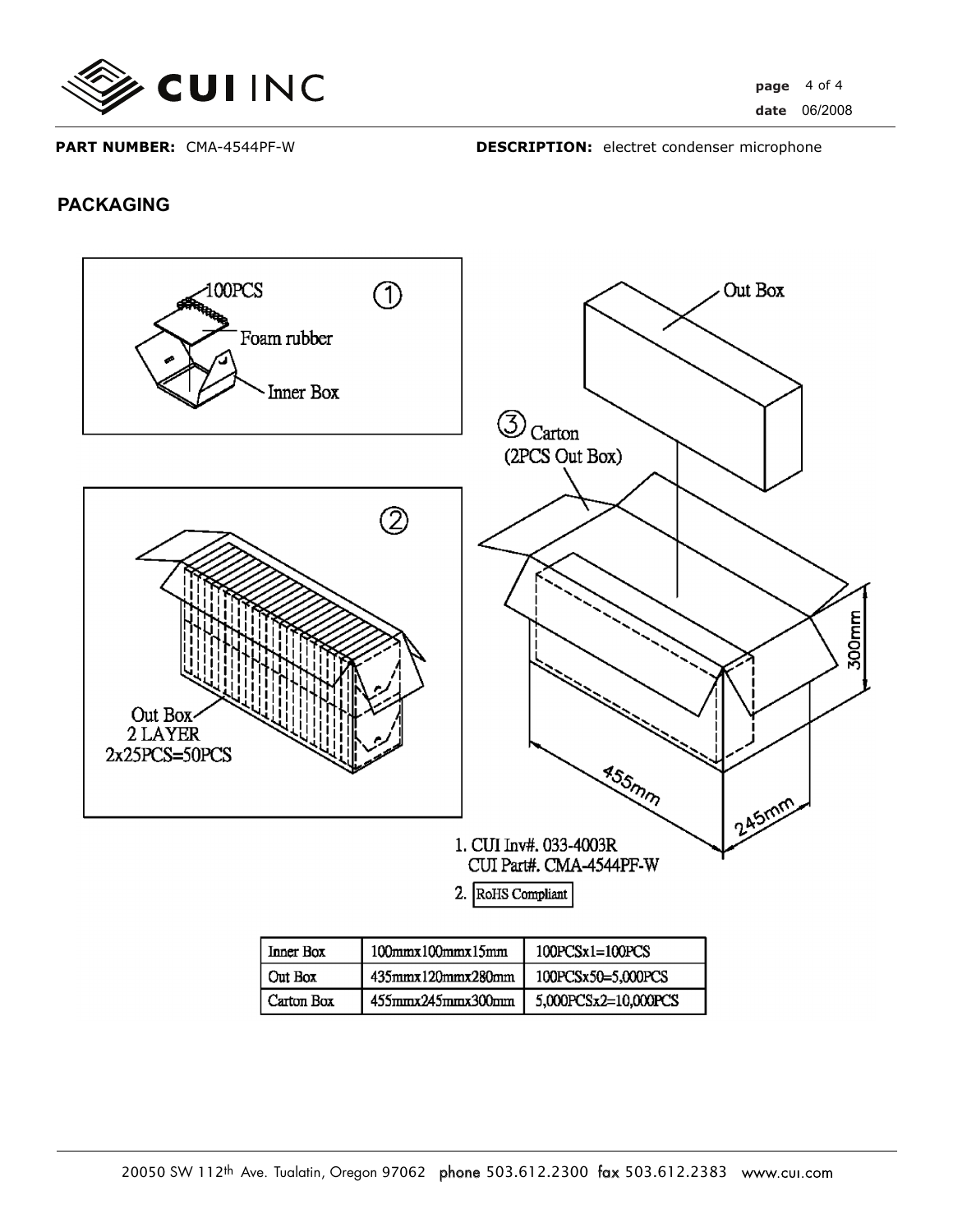**PART NUMBER:** CMA-4544PF-W **DESCRIPTION:** electret condenser microphone

## PACKAGING

①
100PCS
Foam rubber
Inner Box

②
Out Box
2 LAYER
2x25PCS=50PCS

③ Carton
(2PCS Out Box)
Out Box
300mm
455mm
245mm

1. CUI Inv#. 033-4003R
   CUI Part#. CMA-4544PF-W
2. RoHS Compliant

| | | |
|---|---|---|
| Inner Box | 100mmx100mmx15mm | 100PCSx1=100PCS |
| Out Box | 435mmx120mmx280mm | 100PCSx50=5,000PCS |
| Carton Box | 455mmx245mmx300mm | 5,000PCSx2=10,000PCS |

20050 SW 112th Ave. Tualatin, Oregon 97062 phone 503.612.2300 fax 503.612.2383 www.cui.com